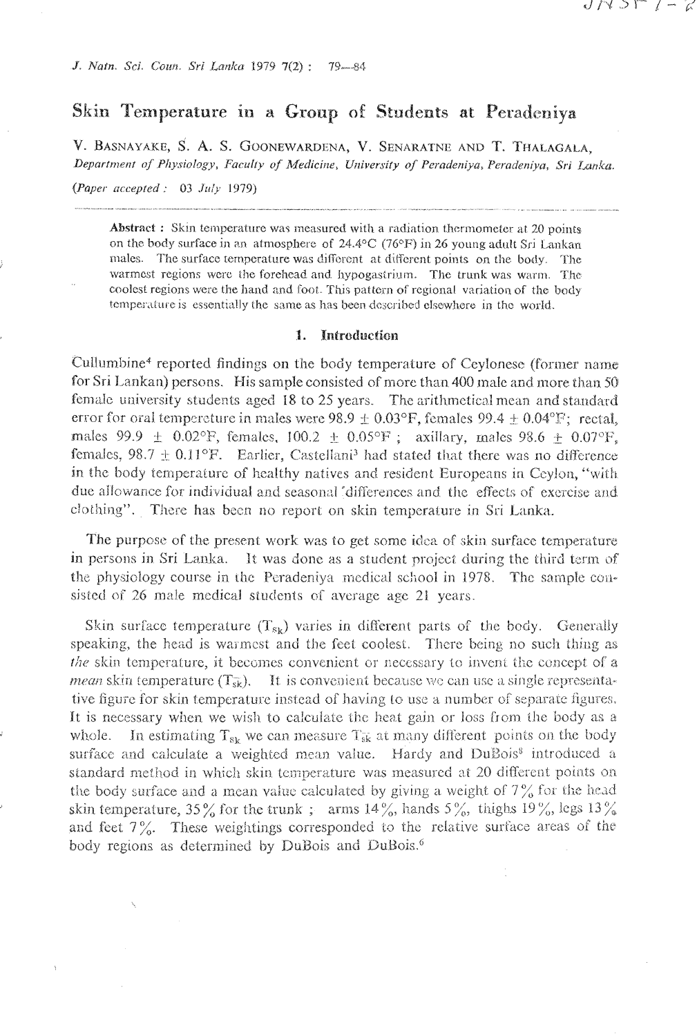# Skin Temperature in a Group of Students at Peradeniya

V. BASNAYAKE, S. A. S. GOONEWARDENA, V. SENARATNE AND T. THALAGALA,

*Department of Physiology, Faculty of Medicine, University of Peradeniya, Peradeniya, Sri Lanka.*

(*Paper accepted :* 03 *July* 1979)

**Abstract** : Skin temperature was measured with a radiation thermometer at 20 points on the body surface in an atmosphere of 24.4°C (76°F) in 26 young adult Sri Lankan males. The surface temperature was different at different points on the body. The warmest regions were the forehead and hypogastrium. The trunk was warm. The coolest regions were the hand and foot. This pattern of regional variation of the body temperature is essentially the same as has been described elsewhere in the world.

## 1. Introduction

Cullumbine[4] reported findings on the body temperature of Ceylonese (former name for Sri Lankan) persons. His sample consisted of more than 400 male and more than 50 female university students aged 18 to 25 years. The arithmetical mean and standard error for oral temperature in males were 98.9 ± 0.03°F, females 99.4 ± 0.04°F; rectal, males 99.9 ± 0.02°F, females, 100.2 ± 0.05°F ; axillary, males 98.6 ± 0.07°F, females, 98.7 ± 0.11°F. Earlier, Castellani[3] had stated that there was no difference in the body temperature of healthy natives and resident Europeans in Ceylon, "with due allowance for individual and seasonal differences and the effects of exercise and clothing". There has been no report on skin temperature in Sri Lanka.

The purpose of the present work was to get some idea of skin surface temperature in persons in Sri Lanka. It was done as a student project during the third term of the physiology course in the Peradeniya medical school in 1978. The sample consisted of 26 male medical students of average age 21 years.

Skin surface temperature ($T_{sk}$) varies in different parts of the body. Generally speaking, the head is warmest and the feet coolest. There being no such thing as *the* skin temperature, it becomes convenient or necessary to invent the concept of a *mean* skin temperature ($T_{\bar{sk}}$). It is convenient because we can use a single representative figure for skin temperature instead of having to use a number of separate figures. It is necessary when we wish to calculate the heat gain or loss from the body as a whole. In estimating $T_{sk}$ we can measure $T_{\bar{sk}}$ at many different points on the body surface and calculate a weighted mean value. Hardy and DuBois[8] introduced a standard method in which skin temperature was measured at 20 different points on the body surface and a mean value calculated by giving a weight of 7% for the head skin temperature, 35% for the trunk ; arms 14%, hands 5%, thighs 19%, legs 13% and feet 7%. These weightings corresponded to the relative surface areas of the body regions as determined by DuBois and DuBois.[6]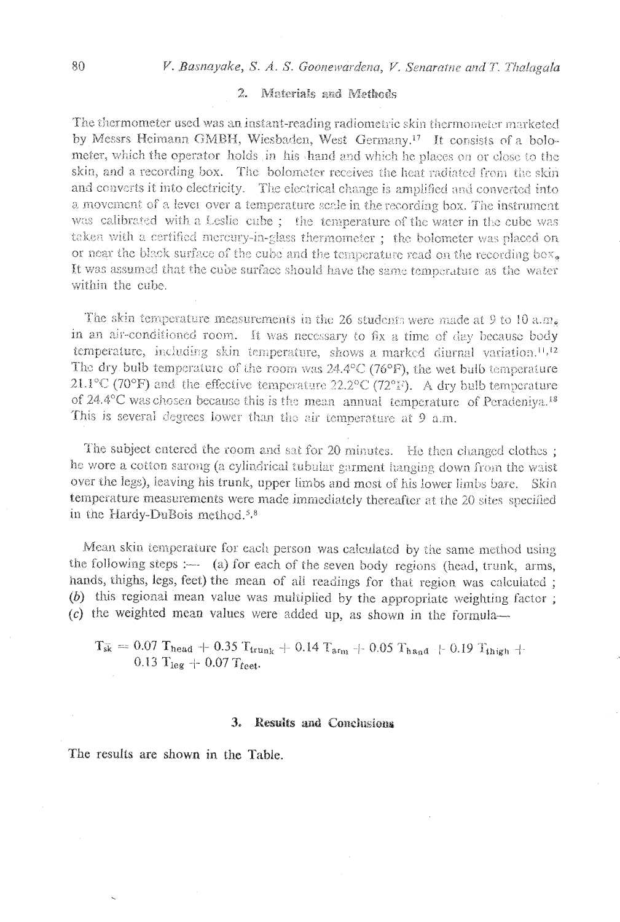## 2. Materials and Methods

The thermometer used was an instant-reading radiometric skin thermometer marketed by Messrs Heimann GMBH, Wiesbaden, West Germany.[17] It consists of a bolometer, which the operator holds in his hand and which he places on or close to the skin, and a recording box. The bolometer receives the heat radiated from the skin and converts it into electricity. The electrical change is amplified and converted into a movement of a lever over a temperature scale in the recording box. The instrument was calibrated with a Leslie cube; the temperature of the water in the cube was taken with a certified mercury-in-glass thermometer; the bolometer was placed on or near the black surface of the cube and the temperature read on the recording box. It was assumed that the cube surface should have the same temperature as the water within the cube.

The skin temperature measurements in the 26 students were made at 9 to 10 a.m. in an air-conditioned room. It was necessary to fix a time of day because body temperature, including skin temperature, shows a marked diurnal variation.[11,12] The dry bulb temperature of the room was 24.4°C (76°F), the wet bulb temperature 21.1°C (70°F) and the effective temperature 22.2°C (72°F). A dry bulb temperature of 24.4°C was chosen because this is the mean annual temperature of Peradeniya.[18] This is several degrees lower than the air temperature at 9 a.m.

The subject entered the room and sat for 20 minutes. He then changed clothes; he wore a cotton sarong (a cylindrical tubular garment hanging down from the waist over the legs), leaving his trunk, upper limbs and most of his lower limbs bare. Skin temperature measurements were made immediately thereafter at the 20 sites specified in the Hardy-DuBois method.[5,8]

Mean skin temperature for each person was calculated by the same method using the following steps :— (a) for each of the seven body regions (head, trunk, arms, hands, thighs, legs, feet) the mean of all readings for that region was calculated; (b) this regional mean value was multiplied by the appropriate weighting factor; (c) the weighted mean values were added up, as shown in the formula—

$$T_{\bar{sk}} = 0.07\ T_{head} + 0.35\ T_{trunk} + 0.14\ T_{arm} + 0.05\ T_{hand} + 0.19\ T_{thigh} + 0.13\ T_{leg} + 0.07\ T_{feet}.$$

## 3. Results and Conclusions

The results are shown in the Table.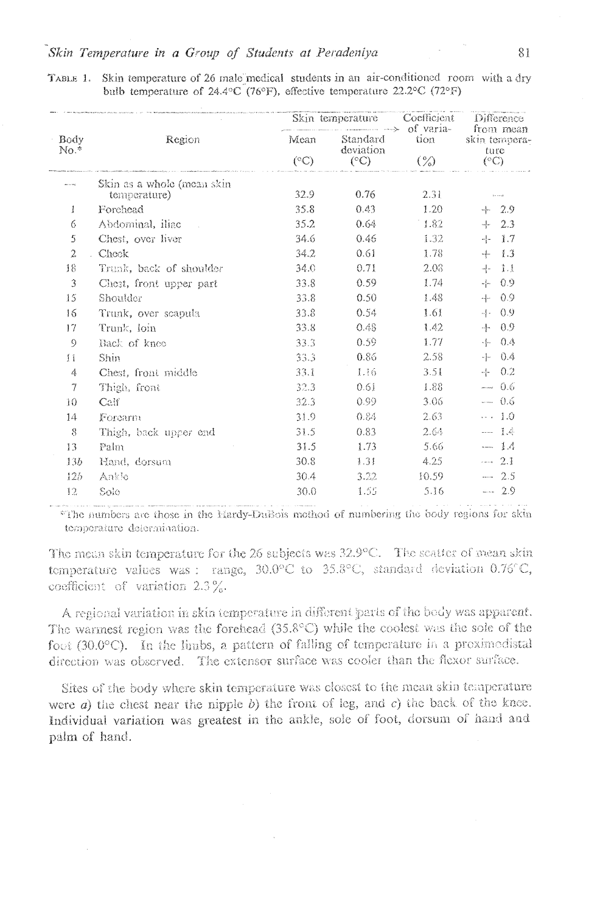TABLE 1. Skin temperature of 26 male medical students in an air-conditioned room with a dry bulb temperature of 24.4°C (76°F), effective temperature 22.2°C (72°F)

| Body No.* | Region | Skin temperature Mean (°C) | Standard deviation (°C) | Coefficient of variation (%) | Difference from mean skin temperature (°C) |
|---|---|---|---|---|---|
| — | Skin as a whole (mean skin temperature) | 32.9 | 0.76 | 2.31 | — |
| 1 | Forehead | 35.8 | 0.43 | 1.20 | + 2.9 |
| 6 | Abdominal, iliac | 35.2 | 0.64 | 1.82 | + 2.3 |
| 5 | Chest, over liver | 34.6 | 0.46 | 1.32 | + 1.7 |
| 2 | Cheek | 34.2 | 0.61 | 1.78 | + 1.3 |
| 18 | Trunk, back of shoulder | 34.0 | 0.71 | 2.08 | + 1.1 |
| 3 | Chest, front upper part | 33.8 | 0.59 | 1.74 | + 0.9 |
| 15 | Shoulder | 33.8 | 0.50 | 1.48 | + 0.9 |
| 16 | Trunk, over scapula | 33.8 | 0.54 | 1.61 | + 0.9 |
| 17 | Trunk, loin | 33.8 | 0.48 | 1.42 | + 0.9 |
| 9 | Back of knee | 33.3 | 0.59 | 1.77 | + 0.4 |
| 11 | Shin | 33.3 | 0.86 | 2.58 | + 0.4 |
| 4 | Chest, front middle | 33.1 | 1.16 | 3.51 | + 0.2 |
| 7 | Thigh, front | 32.3 | 0.61 | 1.88 | — 0.6 |
| 10 | Calf | 32.3 | 0.99 | 3.06 | — 0.6 |
| 14 | Forearm | 31.9 | 0.84 | 2.63 | — 1.0 |
| 8 | Thigh, back upper end | 31.5 | 0.83 | 2.64 | — 1.4 |
| 13 | Palm | 31.5 | 1.73 | 5.66 | — 1.4 |
| 13b | Hand, dorsum | 30.8 | 1.31 | 4.25 | — 2.1 |
| 12b | Ankle | 30.4 | 3.22 | 10.59 | — 2.5 |
| 12 | Sole | 30.0 | 1.55 | 5.16 | — 2.9 |

*The numbers are those in the Hardy-DuBois method of numbering the body regions for skin temperature determination.

The mean skin temperature for the 26 subjects was 32.9°C. The scatter of mean skin temperature values was: range, 30.0°C to 35.8°C, standard deviation 0.76°C, coefficient of variation 2.3%.

A regional variation in skin temperature in different parts of the body was apparent. The warmest region was the forehead (35.8°C) while the coolest was the sole of the foot (30.0°C). In the limbs, a pattern of falling of temperature in a proximodistal direction was observed. The extensor surface was cooler than the flexor surface.

Sites of the body where skin temperature was closest to the mean skin temperature were *a)* the chest near the nipple *b)* the front of leg, and *c)* the back of the knee. Individual variation was greatest in the ankle, sole of foot, dorsum of hand and palm of hand.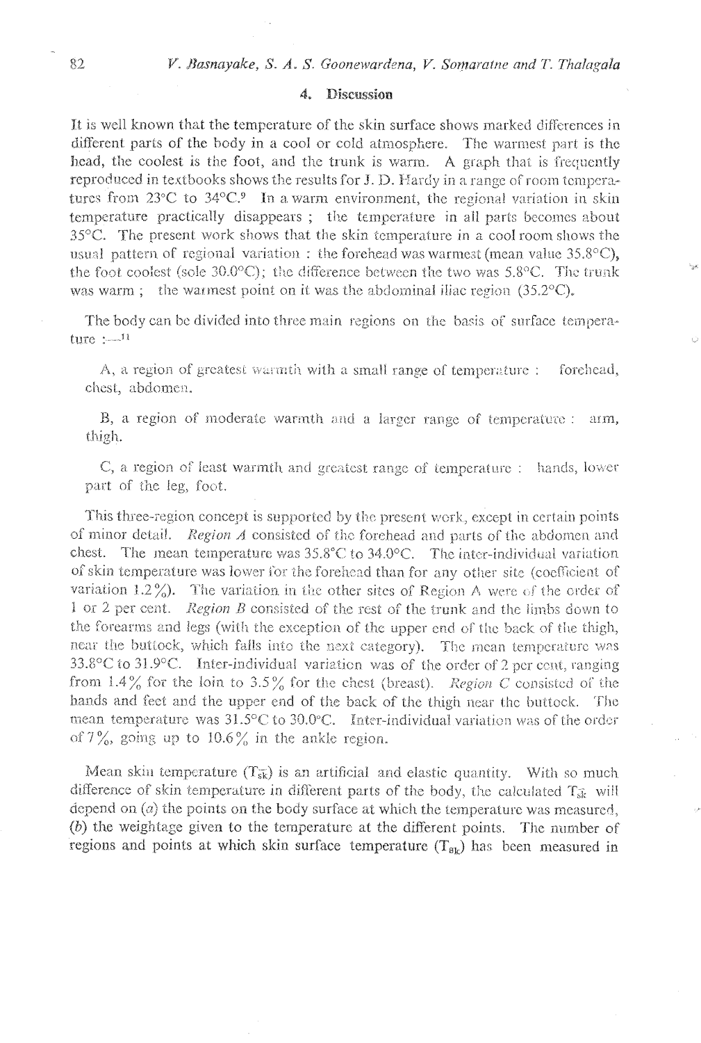## 4. Discussion

It is well known that the temperature of the skin surface shows marked differences in different parts of the body in a cool or cold atmosphere. The warmest part is the head, the coolest is the foot, and the trunk is warm. A graph that is frequently reproduced in textbooks shows the results for J. D. Hardy in a range of room temperatures from 23°C to 34°C.[9] In a warm environment, the regional variation in skin temperature practically disappears ; the temperature in all parts becomes about 35°C. The present work shows that the skin temperature in a cool room shows the usual pattern of regional variation : the forehead was warmest (mean value 35.8°C), the foot coolest (sole 30.0°C); the difference between the two was 5.8°C. The trunk was warm ; the warmest point on it was the abdominal iliac region (35.2°C).

The body can be divided into three main regions on the basis of surface temperature :—[11]

A, a region of greatest warmth with a small range of temperature : forehead, chest, abdomen.

B, a region of moderate warmth and a larger range of temperature : arm, thigh.

C, a region of least warmth and greatest range of temperature : hands, lower part of the leg, foot.

This three-region concept is supported by the present work, except in certain points of minor detail. *Region A* consisted of the forehead and parts of the abdomen and chest. The mean temperature was 35.8°C to 34.0°C. The inter-individual variation of skin temperature was lower for the forehead than for any other site (coefficient of variation 1.2%). The variation in the other sites of Region A were of the order of 1 or 2 per cent. *Region B* consisted of the rest of the trunk and the limbs down to the forearms and legs (with the exception of the upper end of the back of the thigh, near the buttock, which falls into the next category). The mean temperature was 33.8°C to 31.9°C. Inter-individual variation was of the order of 2 per cent, ranging from 1.4% for the loin to 3.5% for the chest (breast). *Region C* consisted of the hands and feet and the upper end of the back of the thigh near the buttock. The mean temperature was 31.5°C to 30.0°C. Inter-individual variation was of the order of 7%, going up to 10.6% in the ankle region.

Mean skin temperature ($T_{\overline{sk}}$) is an artificial and elastic quantity. With so much difference of skin temperature in different parts of the body, the calculated $T_{\overline{sk}}$ will depend on (*a*) the points on the body surface at which the temperature was measured, (*b*) the weightage given to the temperature at the different points. The number of regions and points at which skin surface temperature ($T_{sk}$) has been measured in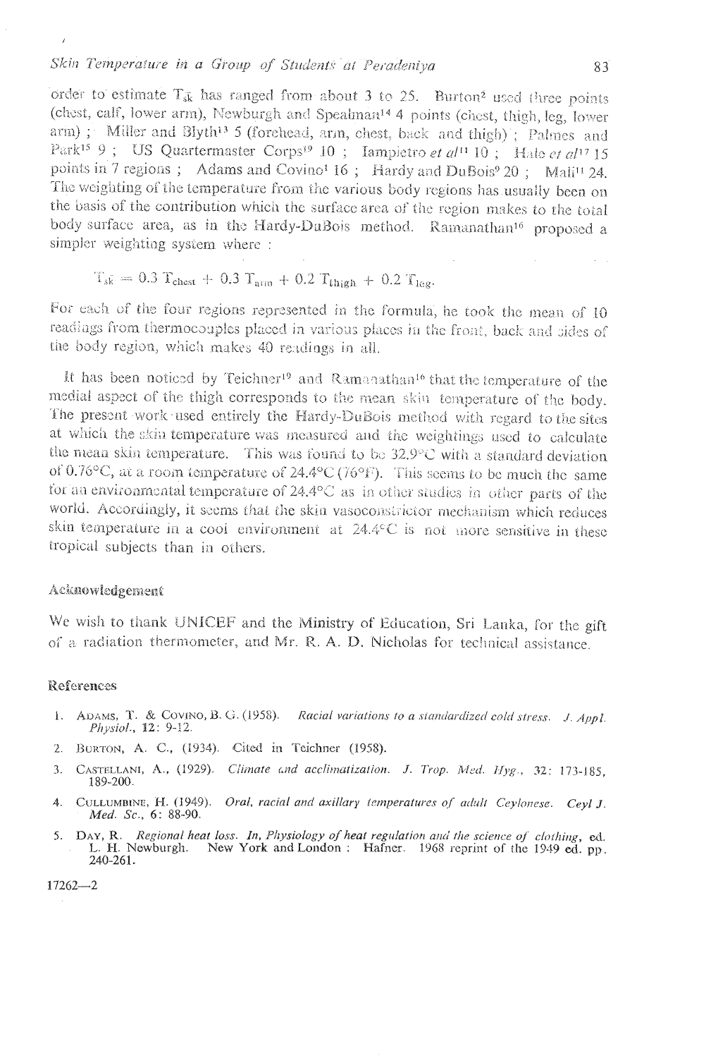order to estimate $T_{\bar{sk}}$ has ranged from about 3 to 25. Burton[2] used three points (chest, calf, lower arm), Newburgh and Spealman[14] 4 points (chest, thigh, leg, lower arm); Miller and Blyth[13] 5 (forehead, arm, chest, back and thigh); Palmes and Park[15] 9; US Quartermaster Corps[19] 10; Iampietro *et al*[11] 10; Hale *et al*[17] 15 points in 7 regions; Adams and Covino[1] 16; Hardy and DuBois[9] 20; Mali[11] 24. The weighting of the temperature from the various body regions has usually been on the basis of the contribution which the surface area of the region makes to the total body surface area, as in the Hardy-DuBois method. Ramanathan[16] proposed a simpler weighting system where:

$$T_{\bar{sk}} = 0.3\ T_{chest} + 0.3\ T_{arm} + 0.2\ T_{thigh} + 0.2\ T_{leg}.$$

For each of the four regions represented in the formula, he took the mean of 10 readings from thermocouples placed in various places in the front, back and sides of the body region, which makes 40 readings in all.

It has been noticed by Teichner[19] and Ramanathan[16] that the temperature of the medial aspect of the thigh corresponds to the mean skin temperature of the body. The present work used entirely the Hardy-DuBois method with regard to the sites at which the skin temperature was measured and the weightings used to calculate the mean skin temperature. This was found to be 32.9°C with a standard deviation of 0.76°C, at a room temperature of 24.4°C (76°F). This seems to be much the same for an environmental temperature of 24.4°C as in other studies in other parts of the world. Accordingly, it seems that the skin vasoconstrictor mechanism which reduces skin temperature in a cool environment at 24.4°C is not more sensitive in these tropical subjects than in others.

## Acknowledgement

We wish to thank UNICEF and the Ministry of Education, Sri Lanka, for the gift of a radiation thermometer, and Mr. R. A. D. Nicholas for technical assistance.

## References

1. ADAMS, T. & COVINO, B. G. (1958). *Racial variations to a standardized cold stress. J. Appl. Physiol.*, **12**: 9-12.
2. BURTON, A. C., (1934). Cited in Teichner (1958).
3. CASTELLANI, A., (1929). *Climate and acclimatization. J. Trop. Med. Hyg.*, 32: 173-185, 189-200.
4. CULLUMBINE, H. (1949). *Oral, racial and axillary temperatures of adult Ceylonese. Ceyl J. Med. Sc.*, 6: 88-90.
5. DAY, R. *Regional heat loss. In, Physiology of heat regulation and the science of clothing*, ed. L. H. Newburgh. New York and London : Hafner. 1968 reprint of the 1949 ed. pp. 240-261.

17262—2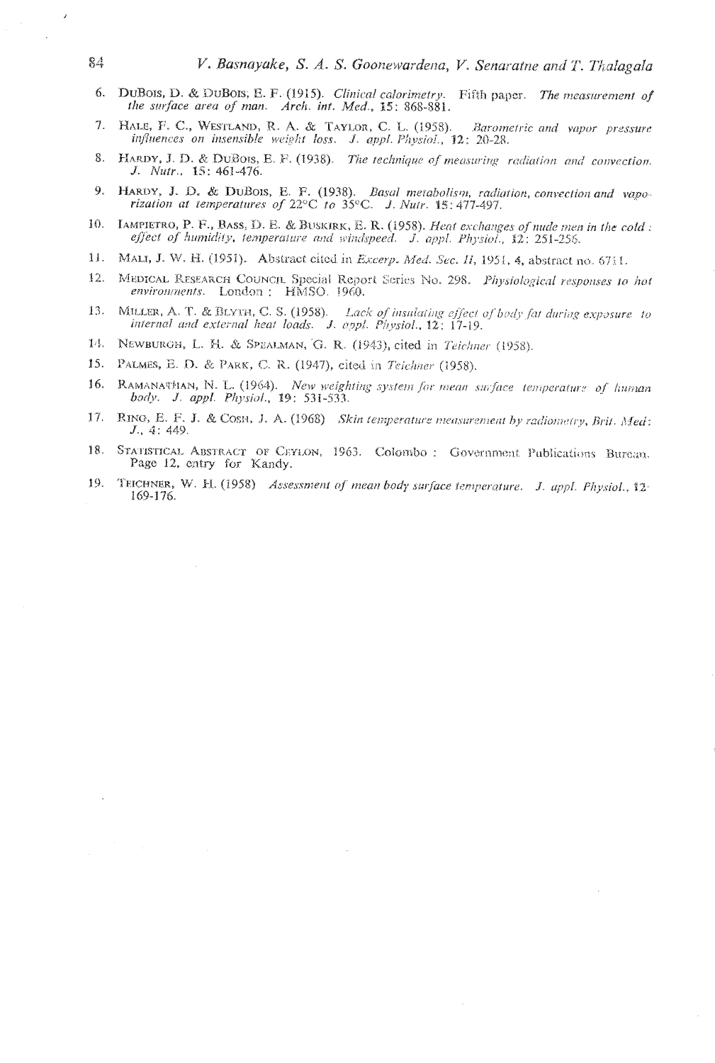6. DuBois, D. & DuBois, E. F. (1915). *Clinical calorimetry*. Fifth paper. *The measurement of the surface area of man*. *Arch. int. Med.*, **15**: 868-881.

7. Hale, F. C., Westland, R. A. & Taylor, C. L. (1958). *Barometric and vapor pressure influences on insensible weight loss*. *J. appl. Physiol.*, **12**: 20-28.

8. Hardy, J. D. & DuBois, E. F. (1938). *The technique of measuring radiation and convection*. *J. Nutr.*, **15**: 461-476.

9. Hardy, J. D. & DuBois, E. F. (1938). *Basal metabolism, radiation, convection and vaporization at temperatures of 22°C to 35°C*. *J. Nutr.* **15**: 477-497.

10. Iampietro, P. F., Bass, D. E. & Buskirk, E. R. (1958). *Heat exchanges of nude men in the cold: effect of humidity, temperature and windspeed*. *J. appl. Physiol.*, **12**: 251-256.

11. Mali, J. W. H. (1951). Abstract cited in *Excerp. Med. Sec. II*, 1951, **4**, abstract no. 6711.

12. Medical Research Council Special Report Series No. 298. *Physiological responses to hot environments*. London: HMSO. 1960.

13. Miller, A. T. & Blyth, C. S. (1958). *Lack of insulating effect of body fat during exposure to internal and external heat loads*. *J. appl. Physiol.*, **12**: 17-19.

14. Newburgh, L. H. & Spealman, G. R. (1943), cited in *Teichner* (1958).

15. Palmes, E. D. & Park, C. R. (1947), cited in *Teichner* (1958).

16. Ramanathan, N. L. (1964). *New weighting system for mean surface temperature of human body*. *J. appl. Physiol.*, **19**: 531-533.

17. Ring, E. F. J. & Cosh, J. A. (1968) *Skin temperature measurement by radiometry*, *Brit. Med: J.*, **4**: 449.

18. Statistical Abstract of Ceylon, 1963. Colombo: Government Publications Bureau. Page 12, entry for Kandy.

19. Teichner, W. H. (1958) *Assessment of mean body surface temperature*. *J. appl. Physiol.*, **12**: 169-176.